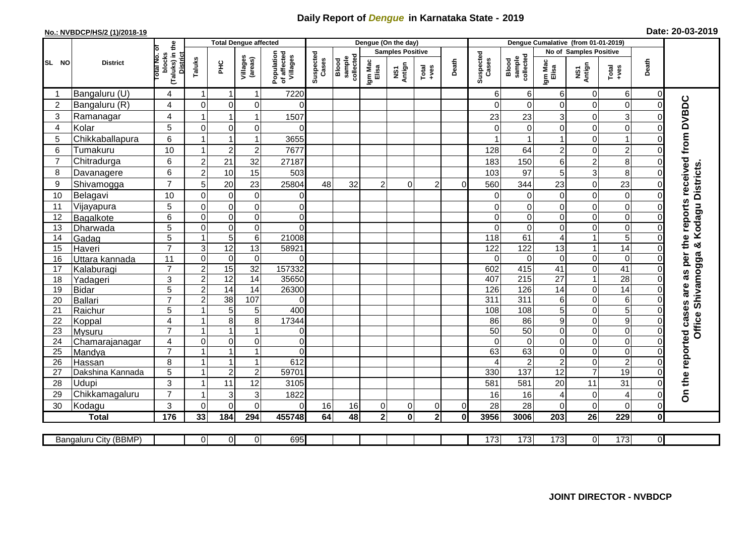# Daily Report of *Dengue* in Karnataka State - 2019

**No.: NVBDCP/HS/2 (1)/2018-19**

**Date: 20-03-2019**

| SL NO | District | Total No. of blocks (Taluks) in the District | Total Dengue affected | | | | Dengue (On the day) | | | | | | | Dengue Cumalative (from 01-01-2019) | | | | | | | |
|---|---|---|---|---|---|---|---|---|---|---|---|---|---|---|---|---|---|---|---|---|
| | | | Taluks | PHC | Villages (areas) | Population of affected Villages | Suspected Cases | Blood sample collected | Samples Positive | | | Death | Suspected Cases | Blood sample collected | No of Samples Positive | | | Death | |
| | | | | | | | | | Igm Mac Elisa | NS1 Antign | Total +ves | | | | Igm Mac Elisa | NS1 Antign | Total +ves | | |
| 1 | Bangaluru (U) | 4 | 1 | 1 | 1 | 7220 | | | | | | | 6 | 6 | 6 | 0 | 6 | 0 | On the reported cases are as per the reports received from DVBDC Office Shivamogga & Kodagu Districts. |
| 2 | Bangaluru (R) | 4 | 0 | 0 | 0 | 0 | | | | | | | 0 | 0 | 0 | 0 | 0 | 0 | |
| 3 | Ramanagar | 4 | 1 | 1 | 1 | 1507 | | | | | | | 23 | 23 | 3 | 0 | 3 | 0 | |
| 4 | Kolar | 5 | 0 | 0 | 0 | 0 | | | | | | | 0 | 0 | 0 | 0 | 0 | 0 | |
| 5 | Chikkaballapura | 6 | 1 | 1 | 1 | 3655 | | | | | | | 1 | 1 | 1 | 0 | 1 | 0 | |
| 6 | Tumakuru | 10 | 1 | 2 | 2 | 7677 | | | | | | | 128 | 64 | 2 | 0 | 2 | 0 | |
| 7 | Chitradurga | 6 | 2 | 21 | 32 | 27187 | | | | | | | 183 | 150 | 6 | 2 | 8 | 0 | |
| 8 | Davanagere | 6 | 2 | 10 | 15 | 503 | | | | | | | 103 | 97 | 5 | 3 | 8 | 0 | |
| 9 | Shivamogga | 7 | 5 | 20 | 23 | 25804 | 48 | 32 | 2 | 0 | 2 | 0 | 560 | 344 | 23 | 0 | 23 | 0 | |
| 10 | Belagavi | 10 | 0 | 0 | 0 | 0 | | | | | | | 0 | 0 | 0 | 0 | 0 | 0 | |
| 11 | Vijayapura | 5 | 0 | 0 | 0 | 0 | | | | | | | 0 | 0 | 0 | 0 | 0 | 0 | |
| 12 | Bagalkote | 6 | 0 | 0 | 0 | 0 | | | | | | | 0 | 0 | 0 | 0 | 0 | 0 | |
| 13 | Dharwada | 5 | 0 | 0 | 0 | 0 | | | | | | | 0 | 0 | 0 | 0 | 0 | 0 | |
| 14 | Gadag | 5 | 1 | 5 | 6 | 21008 | | | | | | | 118 | 61 | 4 | 1 | 5 | 0 | |
| 15 | Haveri | 7 | 3 | 12 | 13 | 58921 | | | | | | | 122 | 122 | 13 | 1 | 14 | 0 | |
| 16 | Uttara kannada | 11 | 0 | 0 | 0 | 0 | | | | | | | 0 | 0 | 0 | 0 | 0 | 0 | |
| 17 | Kalaburagi | 7 | 2 | 15 | 32 | 157332 | | | | | | | 602 | 415 | 41 | 0 | 41 | 0 | |
| 18 | Yadageri | 3 | 2 | 12 | 14 | 35650 | | | | | | | 407 | 215 | 27 | 1 | 28 | 0 | |
| 19 | Bidar | 5 | 2 | 14 | 14 | 26300 | | | | | | | 126 | 126 | 14 | 0 | 14 | 0 | |
| 20 | Ballari | 7 | 2 | 38 | 107 | 0 | | | | | | | 311 | 311 | 6 | 0 | 6 | 0 | |
| 21 | Raichur | 5 | 1 | 5 | 5 | 400 | | | | | | | 108 | 108 | 5 | 0 | 5 | 0 | |
| 22 | Koppal | 4 | 1 | 8 | 8 | 17344 | | | | | | | 86 | 86 | 9 | 0 | 9 | 0 | |
| 23 | Mysuru | 7 | 1 | 1 | 1 | 0 | | | | | | | 50 | 50 | 0 | 0 | 0 | 0 | |
| 24 | Chamarajanagar | 4 | 0 | 0 | 0 | 0 | | | | | | | 0 | 0 | 0 | 0 | 0 | 0 | |
| 25 | Mandya | 7 | 1 | 1 | 1 | 0 | | | | | | | 63 | 63 | 0 | 0 | 0 | 0 | |
| 26 | Hassan | 8 | 1 | 1 | 1 | 612 | | | | | | | 4 | 2 | 2 | 0 | 2 | 0 | |
| 27 | Dakshina Kannada | 5 | 1 | 2 | 2 | 59701 | | | | | | | 330 | 137 | 12 | 7 | 19 | 0 | |
| 28 | Udupi | 3 | 1 | 11 | 12 | 3105 | | | | | | | 581 | 581 | 20 | 11 | 31 | 0 | |
| 29 | Chikkamagaluru | 7 | 1 | 3 | 3 | 1822 | | | | | | | 16 | 16 | 4 | 0 | 4 | 0 | |
| 30 | Kodagu | 3 | 0 | 0 | 0 | 0 | 16 | 16 | 0 | 0 | 0 | 0 | 28 | 28 | 0 | 0 | 0 | 0 | |
| **Total** | | **176** | **33** | **184** | **294** | **455748** | **64** | **48** | **2** | **0** | **2** | **0** | **3956** | **3006** | **203** | **26** | **229** | **0** | |

| Bangaluru City (BBMP) | | 0 | 0 | 0 | 695 | | | | | | | 173 | 173 | 173 | 0 | 173 | 0 |
|---|---|---|---|---|---|---|---|---|---|---|---|---|---|---|---|---|---|

**JOINT DIRECTOR - NVBDCP**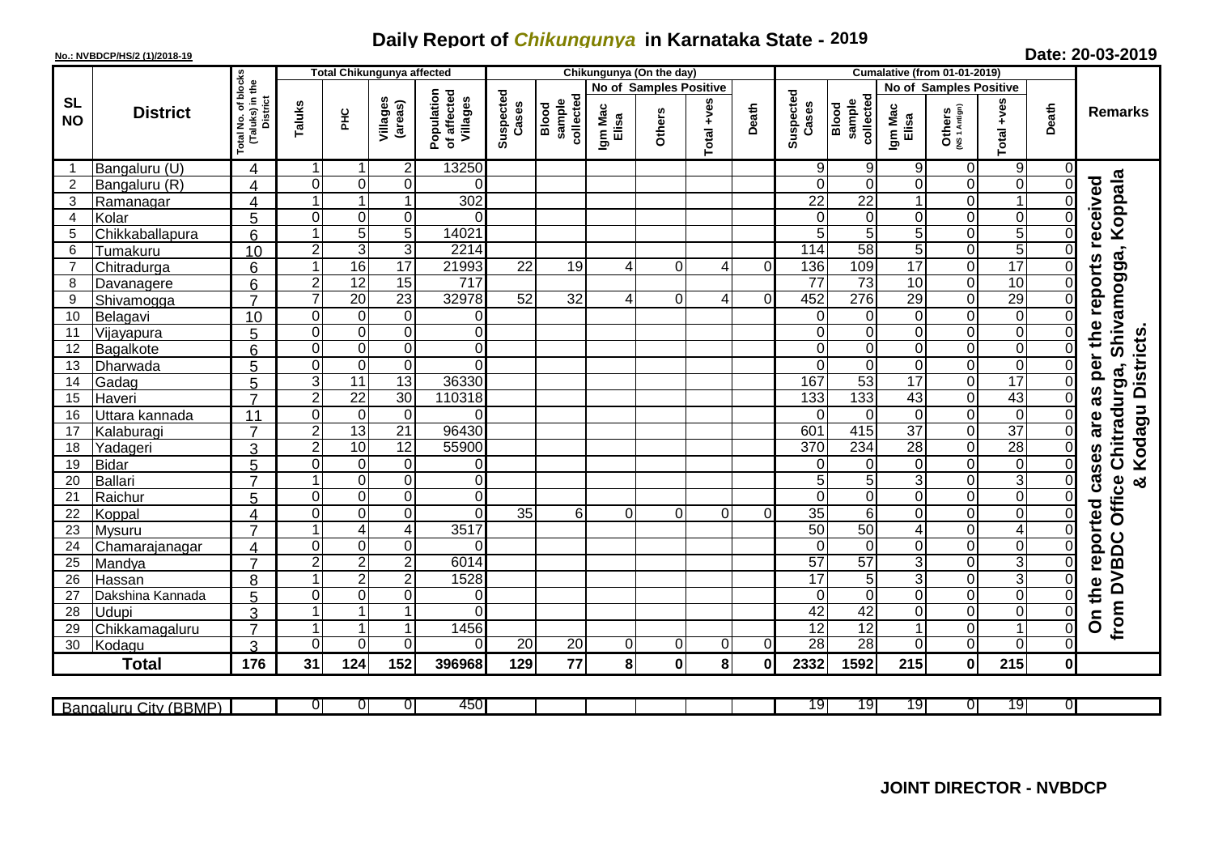# Daily Report of *Chikungunya* in Karnataka State - 2019

**No.: NVBDCP/HS/2 (1)/2018-19**

**Date: 20-03-2019**

| SL NO | District | Total No. of blocks (Taluks) in the District | Total Chikungunya affected | | | | Chikungunya (On the day) | | | | | | | Cumalative (from 01-01-2019) | | | | | | | Remarks |
|---|---|---|---|---|---|---|---|---|---|---|---|---|---|---|---|---|---|---|---|---|---|
| | | | | | | | | | No of Samples Positive | | | | | | | No of Samples Positive | | | | | |
| | | | Taluks | PHC | Villages (areas) | Population of affected Villages | Suspected Cases | Blood sample collected | Igm Mac Elisa | Others | Total +ves | Death | Suspected Cases | Blood sample collected | Igm Mac Elisa | Others (NS 1 Antign) | Total +ves | Death | |
| 1 | Bangaluru (U) | 4 | 1 | 1 | 2 | 13250 | | | | | | | 9 | 9 | 9 | 0 | 9 | 0 | On the reported cases are as per the reports received from DVBDC Office Chitradurga, Shivamogga, Koppala & Kodagu Districts. |
| 2 | Bangaluru (R) | 4 | 0 | 0 | 0 | 0 | | | | | | | 0 | 0 | 0 | 0 | 0 | 0 | |
| 3 | Ramanagar | 4 | 1 | 1 | 1 | 302 | | | | | | | 22 | 22 | 1 | 0 | 1 | 0 | |
| 4 | Kolar | 5 | 0 | 0 | 0 | 0 | | | | | | | 0 | 0 | 0 | 0 | 0 | 0 | |
| 5 | Chikkaballapura | 6 | 1 | 5 | 5 | 14021 | | | | | | | 5 | 5 | 5 | 0 | 5 | 0 | |
| 6 | Tumakuru | 10 | 2 | 3 | 3 | 2214 | | | | | | | 114 | 58 | 5 | 0 | 5 | 0 | |
| 7 | Chitradurga | 6 | 1 | 16 | 17 | 21993 | 22 | 19 | 4 | 0 | 4 | 0 | 136 | 109 | 17 | 0 | 17 | 0 | |
| 8 | Davanagere | 6 | 2 | 12 | 15 | 717 | | | | | | | 77 | 73 | 10 | 0 | 10 | 0 | |
| 9 | Shivamogga | 7 | 7 | 20 | 23 | 32978 | 52 | 32 | 4 | 0 | 4 | 0 | 452 | 276 | 29 | 0 | 29 | 0 | |
| 10 | Belagavi | 10 | 0 | 0 | 0 | 0 | | | | | | | 0 | 0 | 0 | 0 | 0 | 0 | |
| 11 | Vijayapura | 5 | 0 | 0 | 0 | 0 | | | | | | | 0 | 0 | 0 | 0 | 0 | 0 | |
| 12 | Bagalkote | 6 | 0 | 0 | 0 | 0 | | | | | | | 0 | 0 | 0 | 0 | 0 | 0 | |
| 13 | Dharwada | 5 | 0 | 0 | 0 | 0 | | | | | | | 0 | 0 | 0 | 0 | 0 | 0 | |
| 14 | Gadag | 5 | 3 | 11 | 13 | 36330 | | | | | | | 167 | 53 | 17 | 0 | 17 | 0 | |
| 15 | Haveri | 7 | 2 | 22 | 30 | 110318 | | | | | | | 133 | 133 | 43 | 0 | 43 | 0 | |
| 16 | Uttara kannada | 11 | 0 | 0 | 0 | 0 | | | | | | | 0 | 0 | 0 | 0 | 0 | 0 | |
| 17 | Kalaburagi | 7 | 2 | 13 | 21 | 96430 | | | | | | | 601 | 415 | 37 | 0 | 37 | 0 | |
| 18 | Yadageri | 3 | 2 | 10 | 12 | 55900 | | | | | | | 370 | 234 | 28 | 0 | 28 | 0 | |
| 19 | Bidar | 5 | 0 | 0 | 0 | 0 | | | | | | | 0 | 0 | 0 | 0 | 0 | 0 | |
| 20 | Ballari | 7 | 1 | 0 | 0 | 0 | | | | | | | 5 | 5 | 3 | 0 | 3 | 0 | |
| 21 | Raichur | 5 | 0 | 0 | 0 | 0 | | | | | | | 0 | 0 | 0 | 0 | 0 | 0 | |
| 22 | Koppal | 4 | 0 | 0 | 0 | 0 | 35 | 6 | 0 | 0 | 0 | 0 | 35 | 6 | 0 | 0 | 0 | 0 | |
| 23 | Mysuru | 7 | 1 | 4 | 4 | 3517 | | | | | | | 50 | 50 | 4 | 0 | 4 | 0 | |
| 24 | Chamarajanagar | 4 | 0 | 0 | 0 | 0 | | | | | | | 0 | 0 | 0 | 0 | 0 | 0 | |
| 25 | Mandya | 7 | 2 | 2 | 2 | 6014 | | | | | | | 57 | 57 | 3 | 0 | 3 | 0 | |
| 26 | Hassan | 8 | 1 | 2 | 2 | 1528 | | | | | | | 17 | 5 | 3 | 0 | 3 | 0 | |
| 27 | Dakshina Kannada | 5 | 0 | 0 | 0 | 0 | | | | | | | 0 | 0 | 0 | 0 | 0 | 0 | |
| 28 | Udupi | 3 | 1 | 1 | 1 | 0 | | | | | | | 42 | 42 | 0 | 0 | 0 | 0 | |
| 29 | Chikkamagaluru | 7 | 1 | 1 | 1 | 1456 | | | | | | | 12 | 12 | 1 | 0 | 1 | 0 | |
| 30 | Kodagu | 3 | 0 | 0 | 0 | 0 | 20 | 20 | 0 | 0 | 0 | 0 | 28 | 28 | 0 | 0 | 0 | 0 | |
| **Total** | | **176** | **31** | **124** | **152** | **396968** | **129** | **77** | **8** | **0** | **8** | **0** | **2332** | **1592** | **215** | **0** | **215** | **0** | |

| | | | | | | | | | | | | | | | | | | | |
|---|---|---|---|---|---|---|---|---|---|---|---|---|---|---|---|---|---|---|---|
| Bangaluru City (BBMP) | | 0 | 0 | 0 | 450 | | | | | | | 19 | 19 | 19 | 0 | 19 | 0 | |

**JOINT DIRECTOR - NVBDCP**